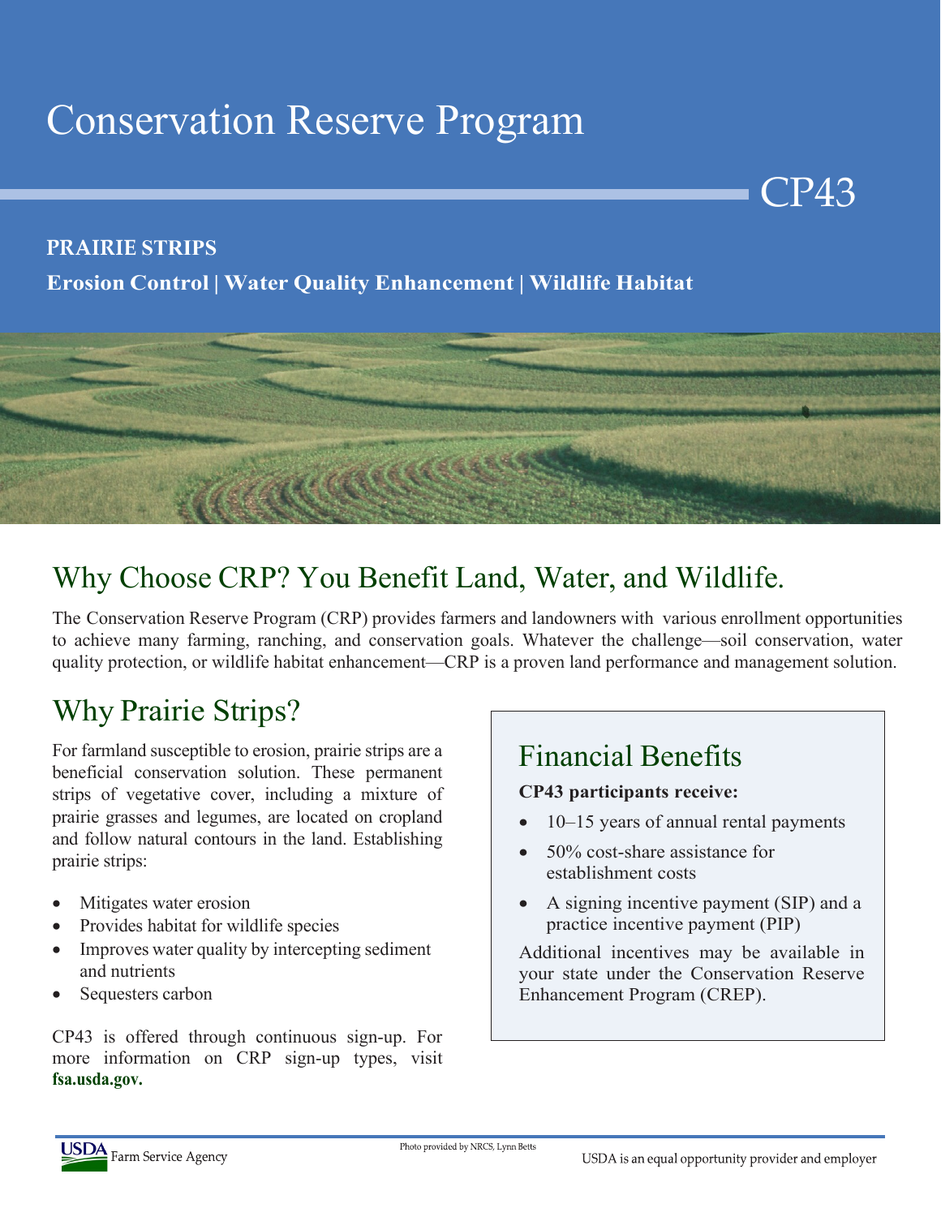# Conservation Reserve Program

CP43

**PRAIRIE STRIPS**

**Erosion Control | Water Quality Enhancement | Wildlife Habitat**

## Why Choose CRP? You Benefit Land, Water, and Wildlife.

The Conservation Reserve Program (CRP) provides farmers and landowners with various enrollment opportunities to achieve many farming, ranching, and conservation goals. Whatever the challenge—soil conservation, water quality protection, or wildlife habitat enhancement—CRP is a proven land performance and management solution.

## Why Prairie Strips?

For farmland susceptible to erosion, prairie strips are a beneficial conservation solution. These permanent strips of vegetative cover, including a mixture of prairie grasses and legumes, are located on cropland and follow natural contours in the land. Establishing prairie strips:

- Mitigates water erosion
- Provides habitat for wildlife species
- Improves water quality by intercepting sediment and nutrients
- Sequesters carbon

CP43 is offered through continuous sign-up. For more information on CRP sign-up types, visit **fsa.usda.gov.**

## Financial Benefits

**CP43 participants receive:**

- 10–15 years of annual rental payments
- 50% cost-share assistance for establishment costs
- A signing incentive payment (SIP) and a practice incentive payment (PIP)

Additional incentives may be available in your state under the Conservation Reserve Enhancement Program (CREP).

Photo provided by NRCS, Lynn Betts

USDA Farm Service Agency

USDA is an equal opportunity provider and employer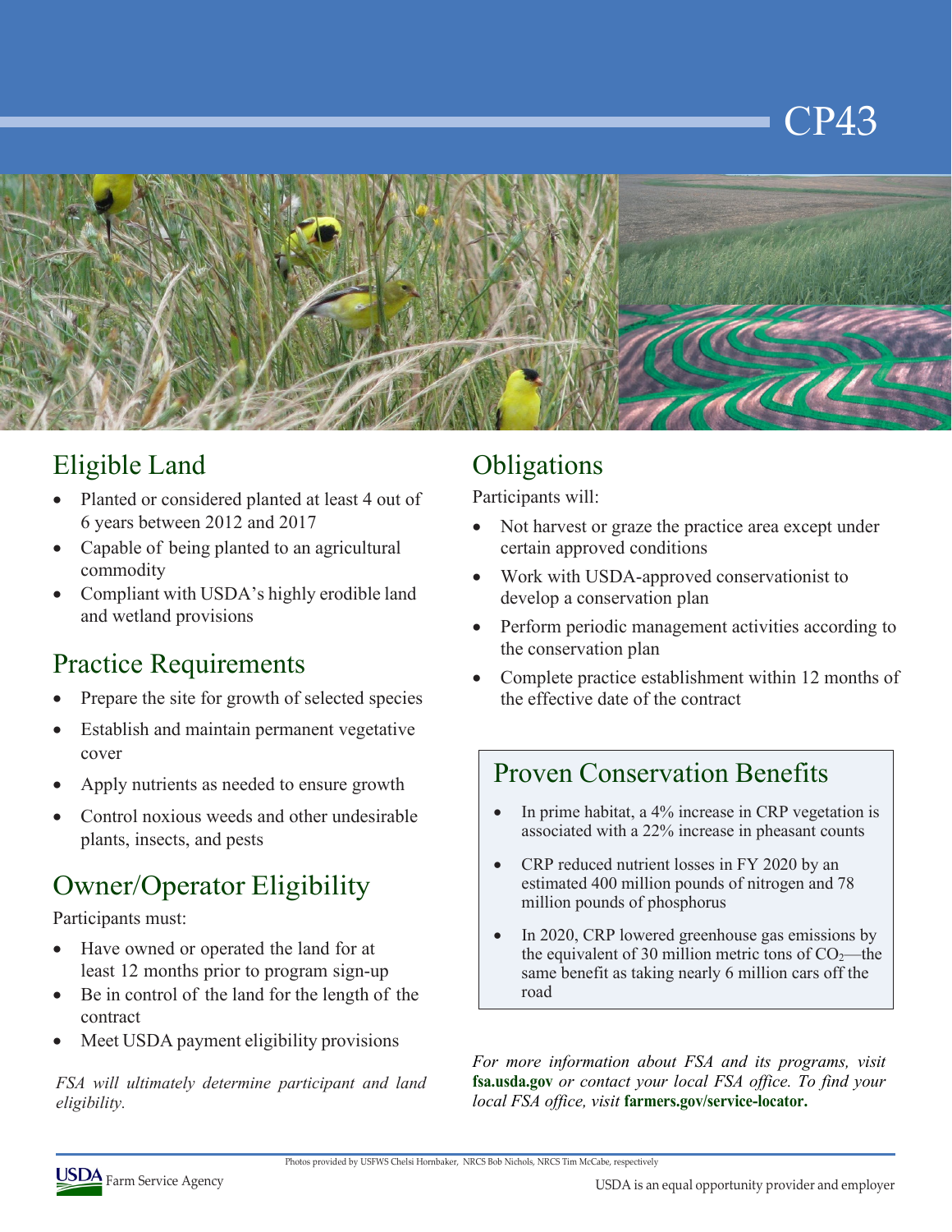# CP43

## Eligible Land

- Planted or considered planted at least 4 out of 6 years between 2012 and 2017
- Capable of being planted to an agricultural commodity
- Compliant with USDA's highly erodible land and wetland provisions

## Practice Requirements

- Prepare the site for growth of selected species
- Establish and maintain permanent vegetative cover
- Apply nutrients as needed to ensure growth
- Control noxious weeds and other undesirable plants, insects, and pests

## Owner/Operator Eligibility

Participants must:

- Have owned or operated the land for at least 12 months prior to program sign-up
- Be in control of the land for the length of the contract
- Meet USDA payment eligibility provisions

*FSA will ultimately determine participant and land eligibility.*

## Obligations

Participants will:

- Not harvest or graze the practice area except under certain approved conditions
- Work with USDA-approved conservationist to develop a conservation plan
- Perform periodic management activities according to the conservation plan
- Complete practice establishment within 12 months of the effective date of the contract

## Proven Conservation Benefits

- In prime habitat, a 4% increase in CRP vegetation is associated with a 22% increase in pheasant counts
- CRP reduced nutrient losses in FY 2020 by an estimated 400 million pounds of nitrogen and 78 million pounds of phosphorus
- In 2020, CRP lowered greenhouse gas emissions by the equivalent of 30 million metric tons of $CO_2$—the same benefit as taking nearly 6 million cars off the road

*For more information about FSA and its programs, visit* **fsa.usda.gov** *or contact your local FSA office. To find your local FSA office, visit* **farmers.gov/service-locator.**

Photos provided by USFWS Chelsi Hornbaker, NRCS Bob Nichols, NRCS Tim McCabe, respectively

USDA Farm Service Agency

USDA is an equal opportunity provider and employer